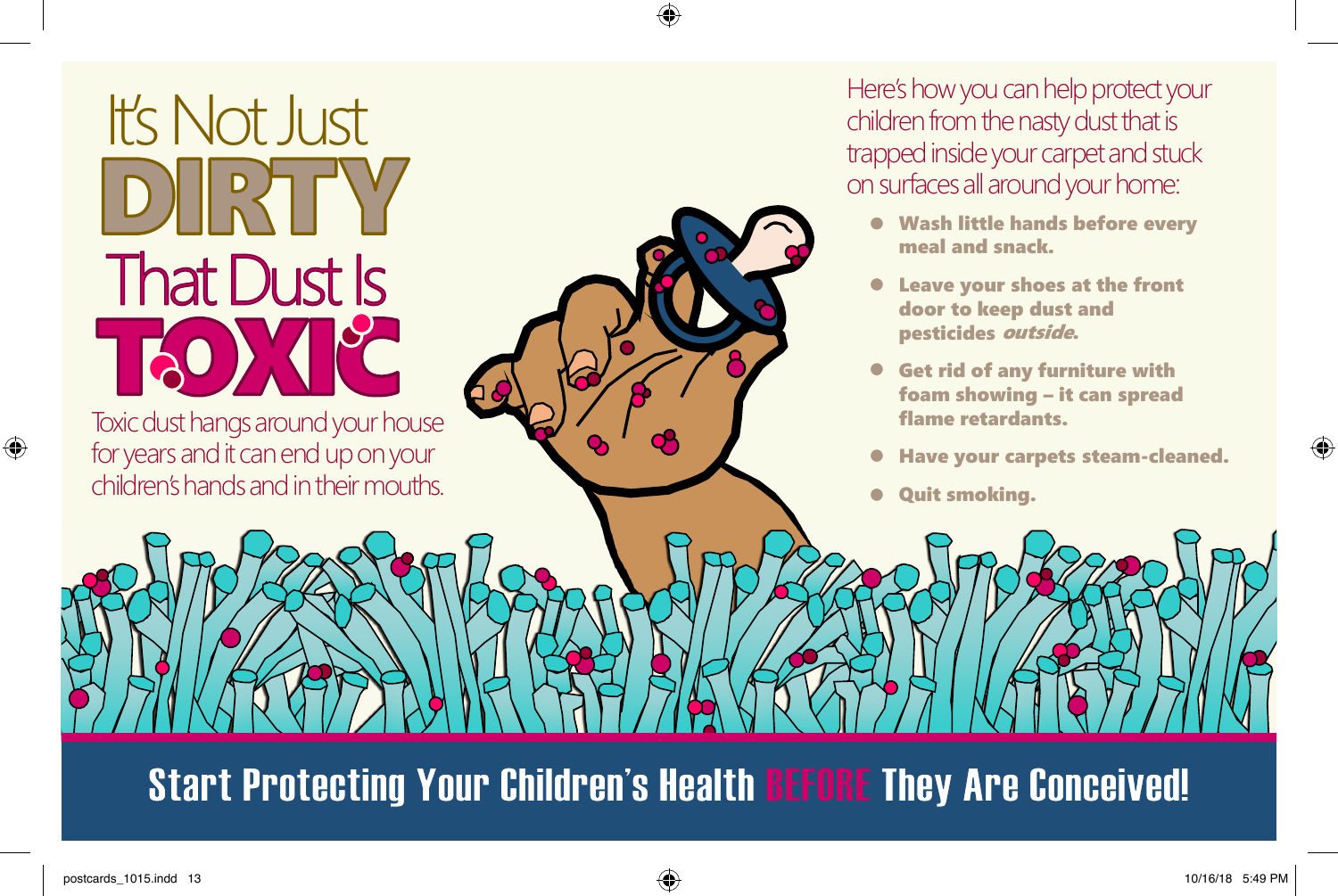# It's Not Just DIRTY That Dust Is TOXIC

Toxic dust hangs around your house for years and it can end up on your children's hands and in their mouths.

Here's how you can help protect your children from the nasty dust that is trapped inside your carpet and stuck on surfaces all around your home:

- **Wash little hands before every meal and snack.**
- **Leave your shoes at the front door to keep dust and pesticides *outside*.**
- **Get rid of any furniture with foam showing – it can spread flame retardants.**
- **Have your carpets steam-cleaned.**
- **Quit smoking.**

## Start Protecting Your Children's Health BEFORE They Are Conceived!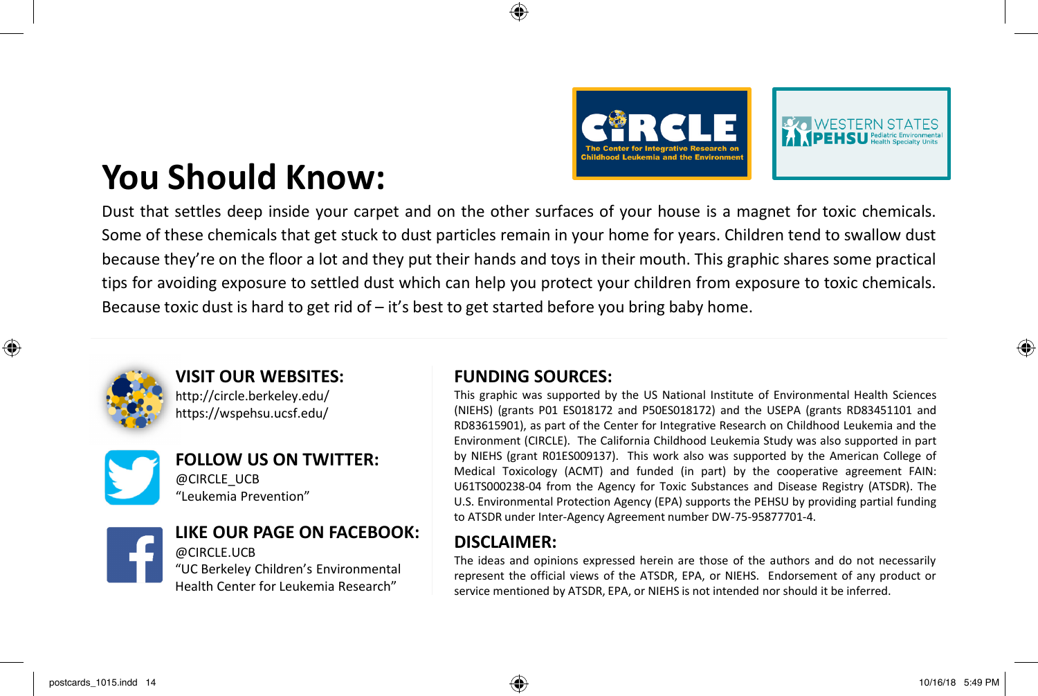CIRCLE
The Center for Integrative Research on Childhood Leukemia and the Environment

WESTERN STATES PEHSU Pediatric Environmental Health Specialty Units

# You Should Know:

Dust that settles deep inside your carpet and on the other surfaces of your house is a magnet for toxic chemicals. Some of these chemicals that get stuck to dust particles remain in your home for years. Children tend to swallow dust because they're on the floor a lot and they put their hands and toys in their mouth. This graphic shares some practical tips for avoiding exposure to settled dust which can help you protect your children from exposure to toxic chemicals. Because toxic dust is hard to get rid of – it's best to get started before you bring baby home.

## VISIT OUR WEBSITES:

http://circle.berkeley.edu/
https://wspehsu.ucsf.edu/

## FOLLOW US ON TWITTER:

@CIRCLE_UCB
"Leukemia Prevention"

## LIKE OUR PAGE ON FACEBOOK:

@CIRCLE.UCB
"UC Berkeley Children's Environmental Health Center for Leukemia Research"

## FUNDING SOURCES:

This graphic was supported by the US National Institute of Environmental Health Sciences (NIEHS) (grants P01 ES018172 and P50ES018172) and the USEPA (grants RD83451101 and RD83615901), as part of the Center for Integrative Research on Childhood Leukemia and the Environment (CIRCLE). The California Childhood Leukemia Study was also supported in part by NIEHS (grant R01ES009137). This work also was supported by the American College of Medical Toxicology (ACMT) and funded (in part) by the cooperative agreement FAIN: U61TS000238-04 from the Agency for Toxic Substances and Disease Registry (ATSDR). The U.S. Environmental Protection Agency (EPA) supports the PEHSU by providing partial funding to ATSDR under Inter-Agency Agreement number DW-75-95877701-4.

## DISCLAIMER:

The ideas and opinions expressed herein are those of the authors and do not necessarily represent the official views of the ATSDR, EPA, or NIEHS. Endorsement of any product or service mentioned by ATSDR, EPA, or NIEHS is not intended nor should it be inferred.